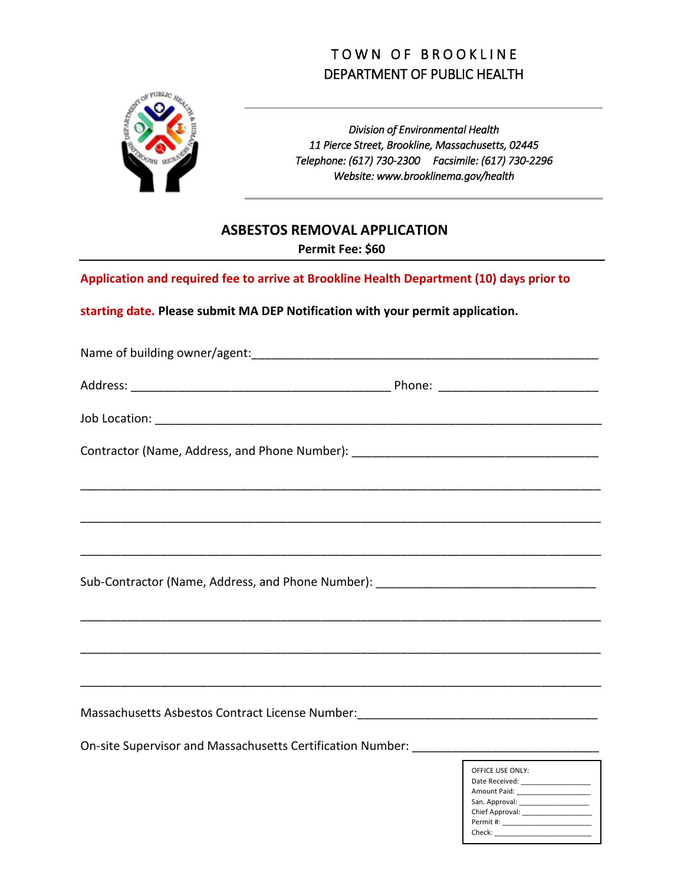# TOWN OF BROOKLINE
## DEPARTMENT OF PUBLIC HEALTH

*Division of Environmental Health*
*11 Pierce Street, Brookline, Massachusetts, 02445*
*Telephone: (617) 730-2300 Facsimile: (617) 730-2296*
*Website: www.brooklinema.gov/health*

## ASBESTOS REMOVAL APPLICATION

**Permit Fee: $60**

**Application and required fee to arrive at Brookline Health Department (10) days prior to starting date. Please submit MA DEP Notification with your permit application.**

Name of building owner/agent:_______________________________________________

Address: ______________________________________ Phone: ________________________

Job Location: _________________________________________________________________

Contractor (Name, Address, and Phone Number): ___________________________________

_____________________________________________________________________________

_____________________________________________________________________________

_____________________________________________________________________________

Sub-Contractor (Name, Address, and Phone Number): _______________________________

_____________________________________________________________________________

_____________________________________________________________________________

_____________________________________________________________________________

Massachusetts Asbestos Contract License Number:___________________________________

On-site Supervisor and Massachusetts Certification Number: __________________________

OFFICE USE ONLY:
Date Received: ________________
Amount Paid: ________________
San. Approval: ________________
Chief Approval: ________________
Permit #: ________________
Check: ________________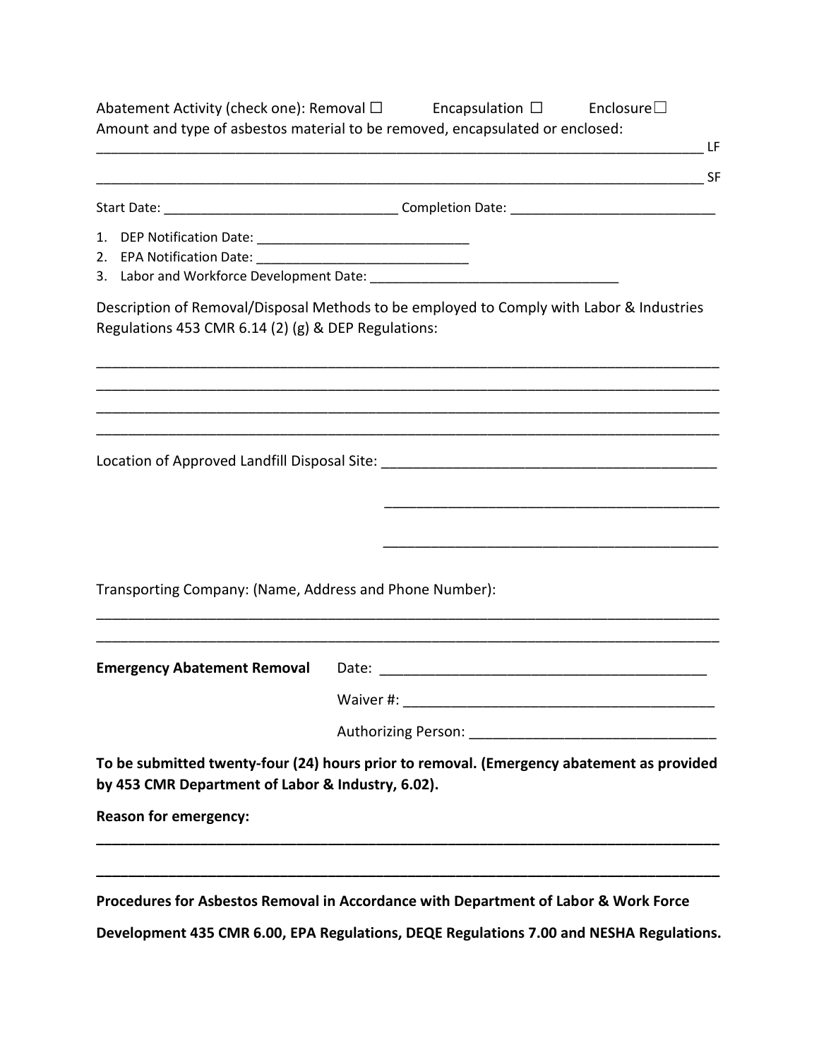Abatement Activity (check one): Removal ☐ Encapsulation ☐ Enclosure☐

Amount and type of asbestos material to be removed, encapsulated or enclosed:

_______________________________________________________________________________ LF

_______________________________________________________________________________ SF

Start Date: ______________________________ Completion Date: ___________________________

1. DEP Notification Date: ____________________________
2. EPA Notification Date: ____________________________
3. Labor and Workforce Development Date: _________________________________

Description of Removal/Disposal Methods to be employed to Comply with Labor & Industries Regulations 453 CMR 6.14 (2) (g) & DEP Regulations:

_______________________________________________________________________________

_______________________________________________________________________________

_______________________________________________________________________________

_______________________________________________________________________________

Location of Approved Landfill Disposal Site: ___________________________________________

___________________________________________

___________________________________________

Transporting Company: (Name, Address and Phone Number):

_______________________________________________________________________________

_______________________________________________________________________________

**Emergency Abatement Removal** Date: ___________________________________________

Waiver #: ________________________________________

Authorizing Person: ______________________________

**To be submitted twenty-four (24) hours prior to removal. (Emergency abatement as provided by 453 CMR Department of Labor & Industry, 6.02).**

**Reason for emergency:**

_______________________________________________________________________________

_______________________________________________________________________________

**Procedures for Asbestos Removal in Accordance with Department of Labor & Work Force Development 435 CMR 6.00, EPA Regulations, DEQE Regulations 7.00 and NESHA Regulations.**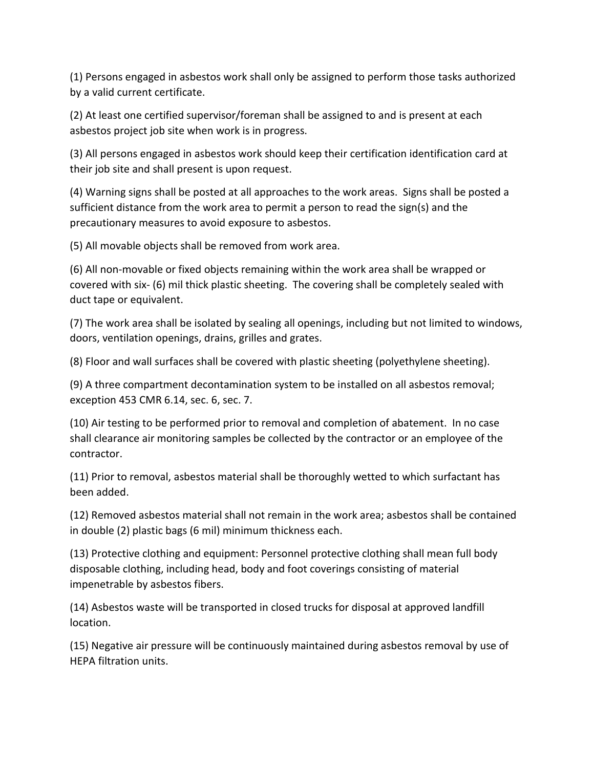(1) Persons engaged in asbestos work shall only be assigned to perform those tasks authorized by a valid current certificate.

(2) At least one certified supervisor/foreman shall be assigned to and is present at each asbestos project job site when work is in progress.

(3) All persons engaged in asbestos work should keep their certification identification card at their job site and shall present is upon request.

(4) Warning signs shall be posted at all approaches to the work areas. Signs shall be posted a sufficient distance from the work area to permit a person to read the sign(s) and the precautionary measures to avoid exposure to asbestos.

(5) All movable objects shall be removed from work area.

(6) All non-movable or fixed objects remaining within the work area shall be wrapped or covered with six- (6) mil thick plastic sheeting. The covering shall be completely sealed with duct tape or equivalent.

(7) The work area shall be isolated by sealing all openings, including but not limited to windows, doors, ventilation openings, drains, grilles and grates.

(8) Floor and wall surfaces shall be covered with plastic sheeting (polyethylene sheeting).

(9) A three compartment decontamination system to be installed on all asbestos removal; exception 453 CMR 6.14, sec. 6, sec. 7.

(10) Air testing to be performed prior to removal and completion of abatement. In no case shall clearance air monitoring samples be collected by the contractor or an employee of the contractor.

(11) Prior to removal, asbestos material shall be thoroughly wetted to which surfactant has been added.

(12) Removed asbestos material shall not remain in the work area; asbestos shall be contained in double (2) plastic bags (6 mil) minimum thickness each.

(13) Protective clothing and equipment: Personnel protective clothing shall mean full body disposable clothing, including head, body and foot coverings consisting of material impenetrable by asbestos fibers.

(14) Asbestos waste will be transported in closed trucks for disposal at approved landfill location.

(15) Negative air pressure will be continuously maintained during asbestos removal by use of HEPA filtration units.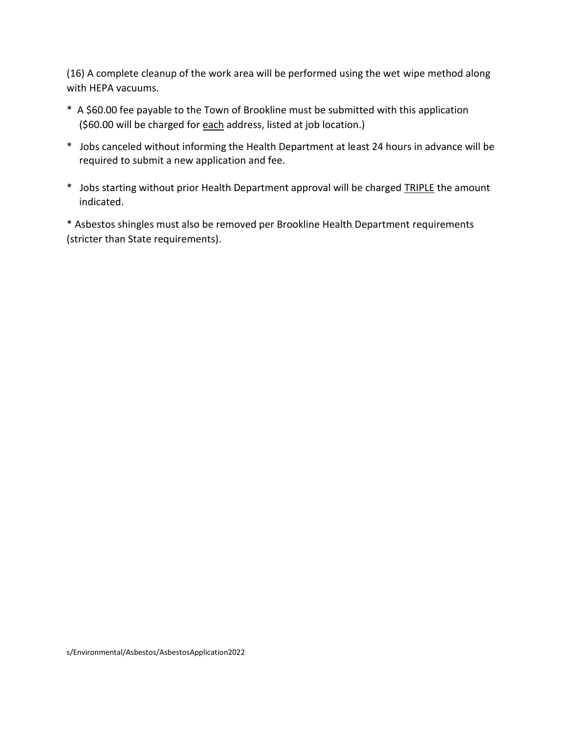(16) A complete cleanup of the work area will be performed using the wet wipe method along with HEPA vacuums.

* A $60.00 fee payable to the Town of Brookline must be submitted with this application ($60.00 will be charged for <u>each</u> address, listed at job location.)

* Jobs canceled without informing the Health Department at least 24 hours in advance will be required to submit a new application and fee.

* Jobs starting without prior Health Department approval will be charged <u>TRIPLE</u> the amount indicated.

* Asbestos shingles must also be removed per Brookline Health Department requirements (stricter than State requirements).

s/Environmental/Asbestos/AsbestosApplication2022